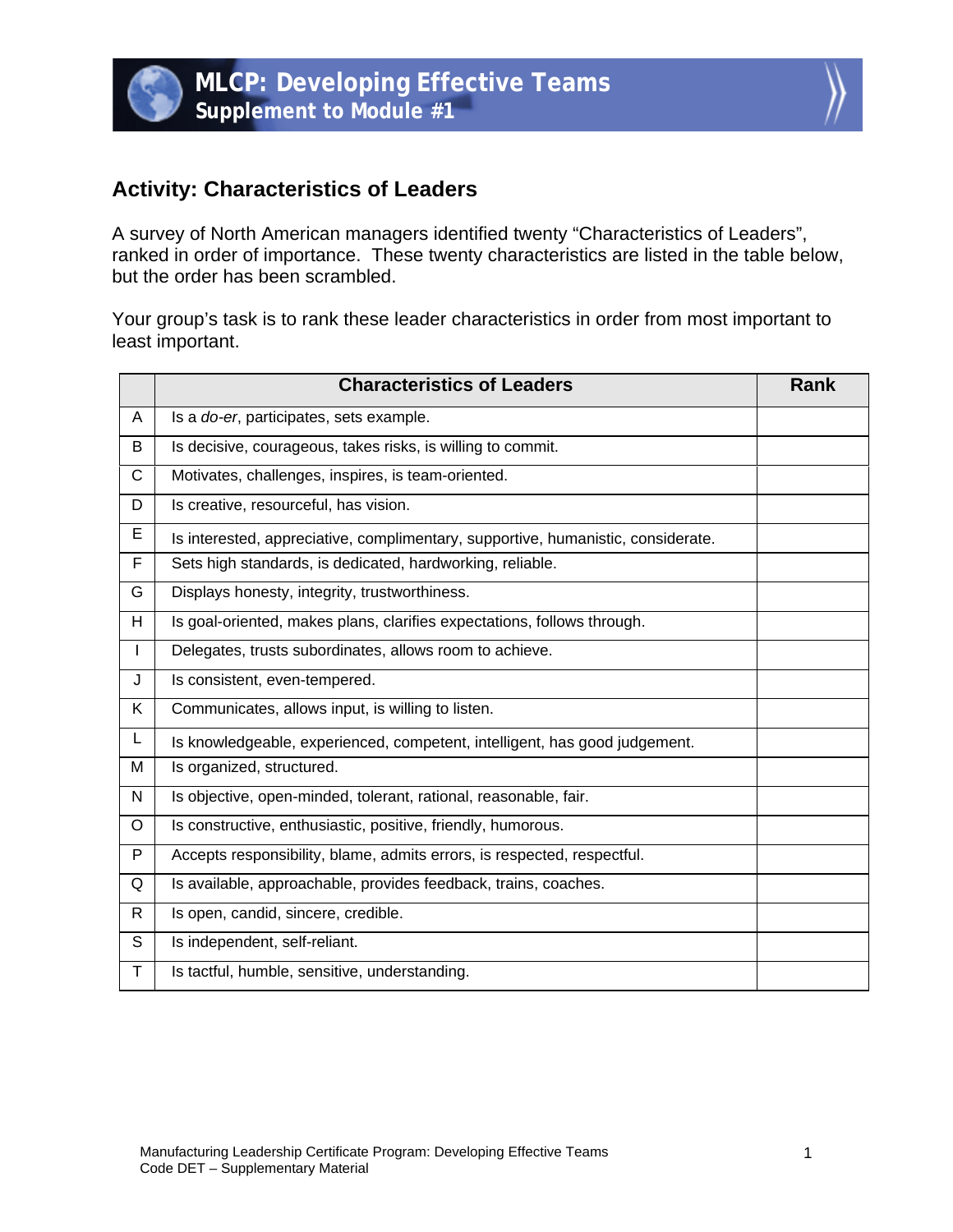# MLCP: Developing Effective Teams
## Supplement to Module #1

## Activity: Characteristics of Leaders

A survey of North American managers identified twenty "Characteristics of Leaders", ranked in order of importance. These twenty characteristics are listed in the table below, but the order has been scrambled.

Your group's task is to rank these leader characteristics in order from most important to least important.

| | Characteristics of Leaders | Rank |
|---|---|---|
| A | Is a *do-er*, participates, sets example. | |
| B | Is decisive, courageous, takes risks, is willing to commit. | |
| C | Motivates, challenges, inspires, is team-oriented. | |
| D | Is creative, resourceful, has vision. | |
| E | Is interested, appreciative, complimentary, supportive, humanistic, considerate. | |
| F | Sets high standards, is dedicated, hardworking, reliable. | |
| G | Displays honesty, integrity, trustworthiness. | |
| H | Is goal-oriented, makes plans, clarifies expectations, follows through. | |
| I | Delegates, trusts subordinates, allows room to achieve. | |
| J | Is consistent, even-tempered. | |
| K | Communicates, allows input, is willing to listen. | |
| L | Is knowledgeable, experienced, competent, intelligent, has good judgement. | |
| M | Is organized, structured. | |
| N | Is objective, open-minded, tolerant, rational, reasonable, fair. | |
| O | Is constructive, enthusiastic, positive, friendly, humorous. | |
| P | Accepts responsibility, blame, admits errors, is respected, respectful. | |
| Q | Is available, approachable, provides feedback, trains, coaches. | |
| R | Is open, candid, sincere, credible. | |
| S | Is independent, self-reliant. | |
| T | Is tactful, humble, sensitive, understanding. | |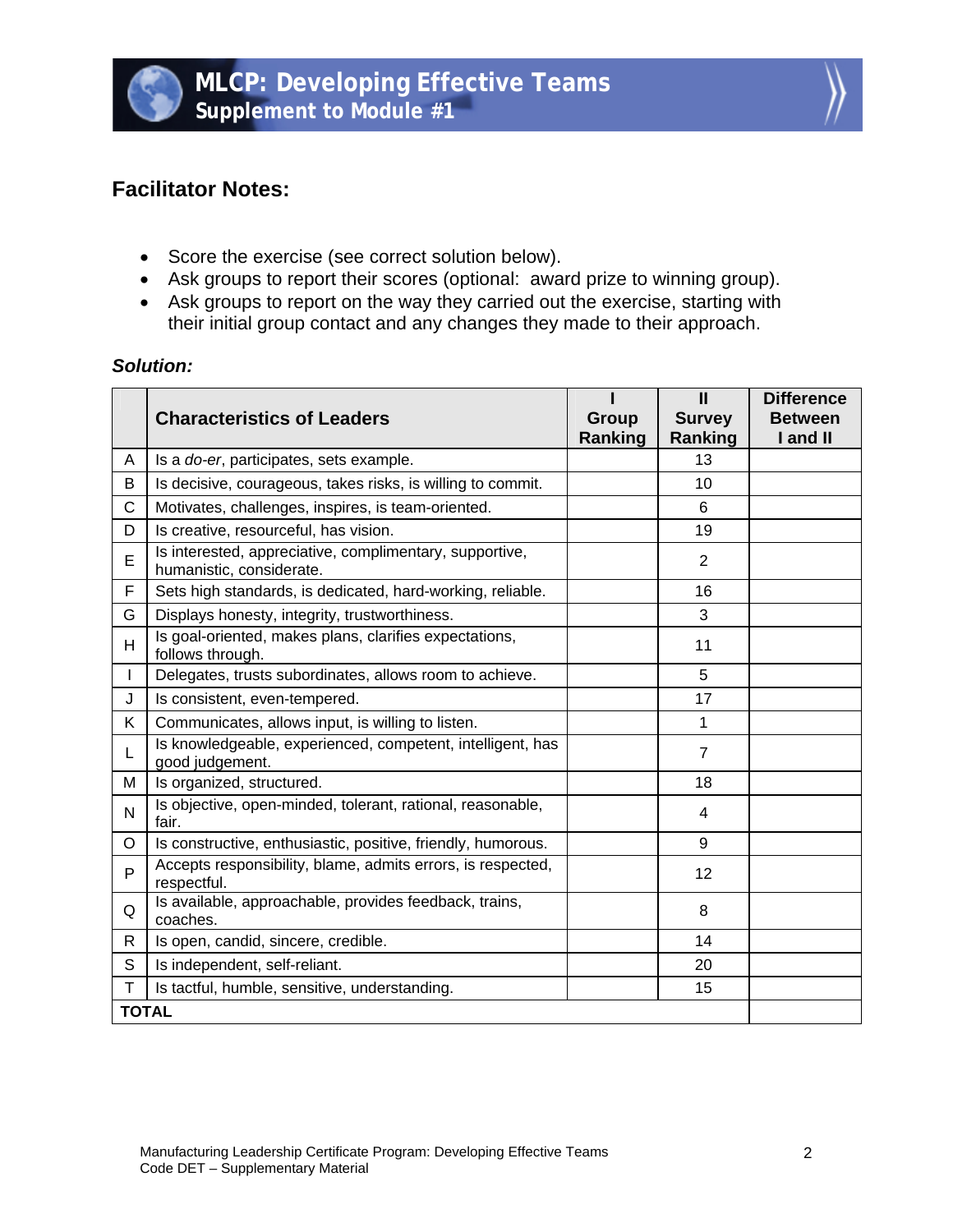# MLCP: Developing Effective Teams
## Supplement to Module #1

### Facilitator Notes:

- Score the exercise (see correct solution below).
- Ask groups to report their scores (optional: award prize to winning group).
- Ask groups to report on the way they carried out the exercise, starting with their initial group contact and any changes they made to their approach.

***Solution:***

| | Characteristics of Leaders | I Group Ranking | II Survey Ranking | Difference Between I and II |
|---|---|---|---|---|
| A | Is a *do-er*, participates, sets example. | | 13 | |
| B | Is decisive, courageous, takes risks, is willing to commit. | | 10 | |
| C | Motivates, challenges, inspires, is team-oriented. | | 6 | |
| D | Is creative, resourceful, has vision. | | 19 | |
| E | Is interested, appreciative, complimentary, supportive, humanistic, considerate. | | 2 | |
| F | Sets high standards, is dedicated, hard-working, reliable. | | 16 | |
| G | Displays honesty, integrity, trustworthiness. | | 3 | |
| H | Is goal-oriented, makes plans, clarifies expectations, follows through. | | 11 | |
| I | Delegates, trusts subordinates, allows room to achieve. | | 5 | |
| J | Is consistent, even-tempered. | | 17 | |
| K | Communicates, allows input, is willing to listen. | | 1 | |
| L | Is knowledgeable, experienced, competent, intelligent, has good judgement. | | 7 | |
| M | Is organized, structured. | | 18 | |
| N | Is objective, open-minded, tolerant, rational, reasonable, fair. | | 4 | |
| O | Is constructive, enthusiastic, positive, friendly, humorous. | | 9 | |
| P | Accepts responsibility, blame, admits errors, is respected, respectful. | | 12 | |
| Q | Is available, approachable, provides feedback, trains, coaches. | | 8 | |
| R | Is open, candid, sincere, credible. | | 14 | |
| S | Is independent, self-reliant. | | 20 | |
| T | Is tactful, humble, sensitive, understanding. | | 15 | |
| **TOTAL** | | | | |

Manufacturing Leadership Certificate Program: Developing Effective Teams
Code DET – Supplementary Material